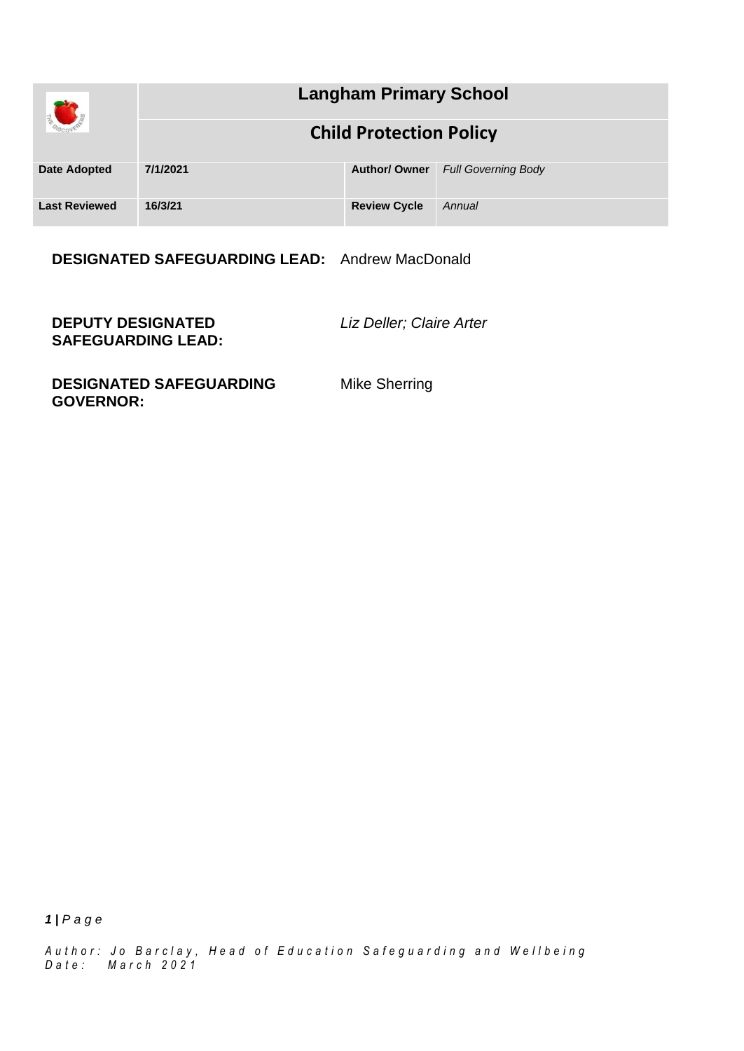| | Langham Primary School | | |
|---|---|---|---|
| | **Child Protection Policy** | | |
| **Date Adopted** | **7/1/2021** | **Author/ Owner** | *Full Governing Body* |
| **Last Reviewed** | **16/3/21** | **Review Cycle** | *Annual* |

**DESIGNATED SAFEGUARDING LEAD:** Andrew MacDonald

**DEPUTY DESIGNATED SAFEGUARDING LEAD:** *Liz Deller; Claire Arter*

**DESIGNATED SAFEGUARDING GOVERNOR:** Mike Sherring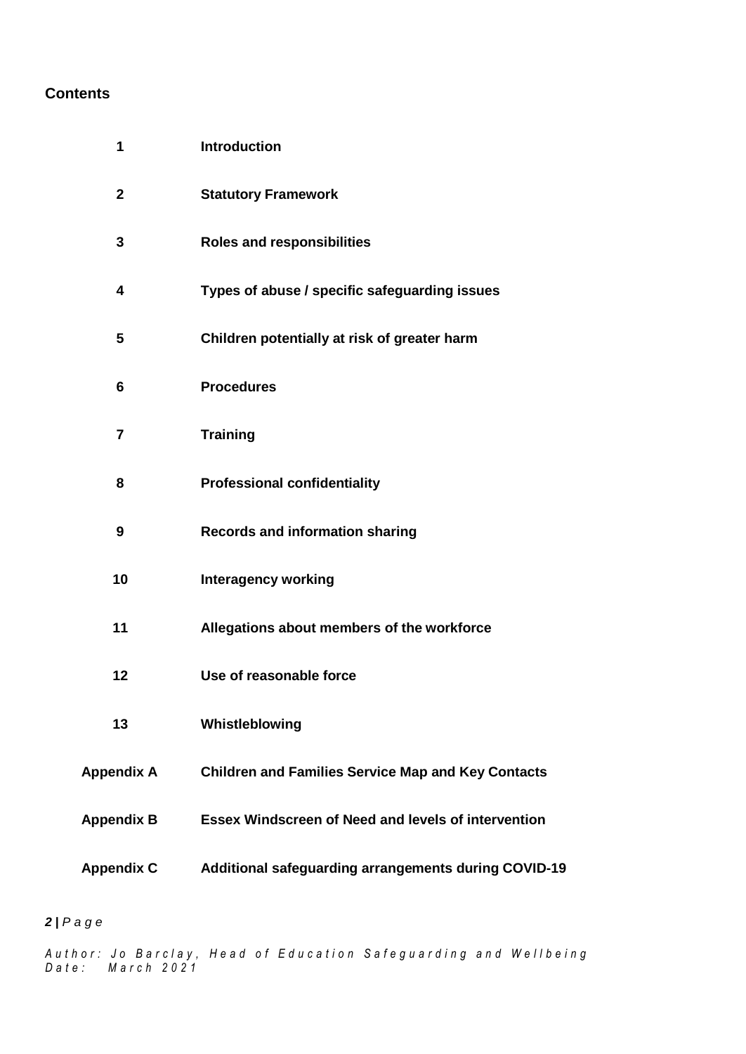## Contents

| | |
|---|---|
| **1** | **Introduction** |
| **2** | **Statutory Framework** |
| **3** | **Roles and responsibilities** |
| **4** | **Types of abuse / specific safeguarding issues** |
| **5** | **Children potentially at risk of greater harm** |
| **6** | **Procedures** |
| **7** | **Training** |
| **8** | **Professional confidentiality** |
| **9** | **Records and information sharing** |
| **10** | **Interagency working** |
| **11** | **Allegations about members of the workforce** |
| **12** | **Use of reasonable force** |
| **13** | **Whistleblowing** |
| **Appendix A** | **Children and Families Service Map and Key Contacts** |
| **Appendix B** | **Essex Windscreen of Need and levels of intervention** |
| **Appendix C** | **Additional safeguarding arrangements during COVID-19** |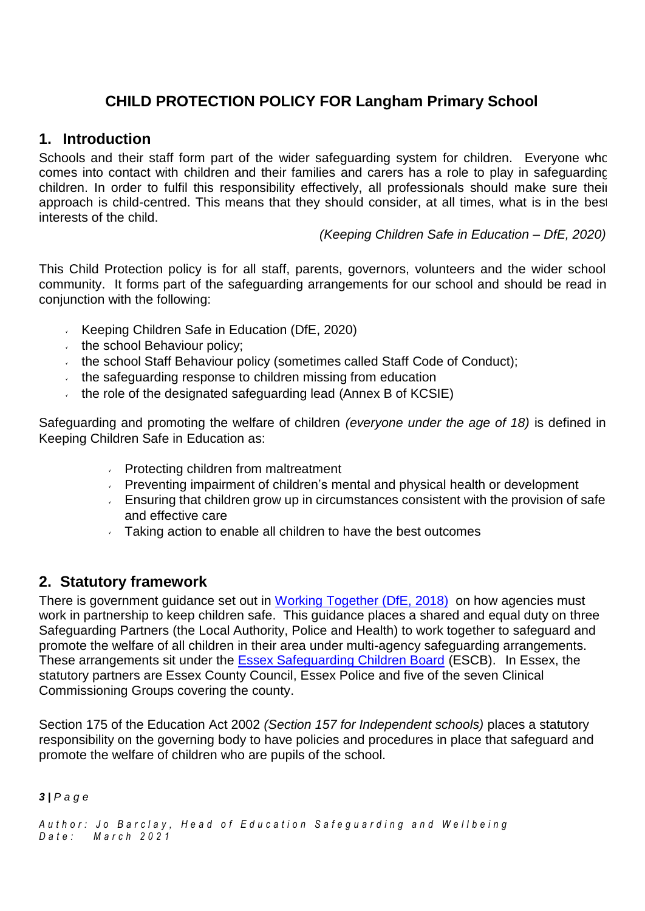# CHILD PROTECTION POLICY FOR Langham Primary School

## 1. Introduction

Schools and their staff form part of the wider safeguarding system for children. Everyone who comes into contact with children and their families and carers has a role to play in safeguarding children. In order to fulfil this responsibility effectively, all professionals should make sure their approach is child-centred. This means that they should consider, at all times, what is in the best interests of the child.

*(Keeping Children Safe in Education – DfE, 2020)*

This Child Protection policy is for all staff, parents, governors, volunteers and the wider school community. It forms part of the safeguarding arrangements for our school and should be read in conjunction with the following:

- Keeping Children Safe in Education (DfE, 2020)
- the school Behaviour policy;
- the school Staff Behaviour policy (sometimes called Staff Code of Conduct);
- the safeguarding response to children missing from education
- the role of the designated safeguarding lead (Annex B of KCSIE)

Safeguarding and promoting the welfare of children *(everyone under the age of 18)* is defined in Keeping Children Safe in Education as:

- Protecting children from maltreatment
- Preventing impairment of children's mental and physical health or development
- Ensuring that children grow up in circumstances consistent with the provision of safe and effective care
- Taking action to enable all children to have the best outcomes

## 2. Statutory framework

There is government guidance set out in [Working Together (DfE, 2018)](#) on how agencies must work in partnership to keep children safe. This guidance places a shared and equal duty on three Safeguarding Partners (the Local Authority, Police and Health) to work together to safeguard and promote the welfare of all children in their area under multi-agency safeguarding arrangements. These arrangements sit under the [Essex Safeguarding Children Board](#) (ESCB). In Essex, the statutory partners are Essex County Council, Essex Police and five of the seven Clinical Commissioning Groups covering the county.

Section 175 of the Education Act 2002 *(Section 157 for Independent schools)* places a statutory responsibility on the governing body to have policies and procedures in place that safeguard and promote the welfare of children who are pupils of the school.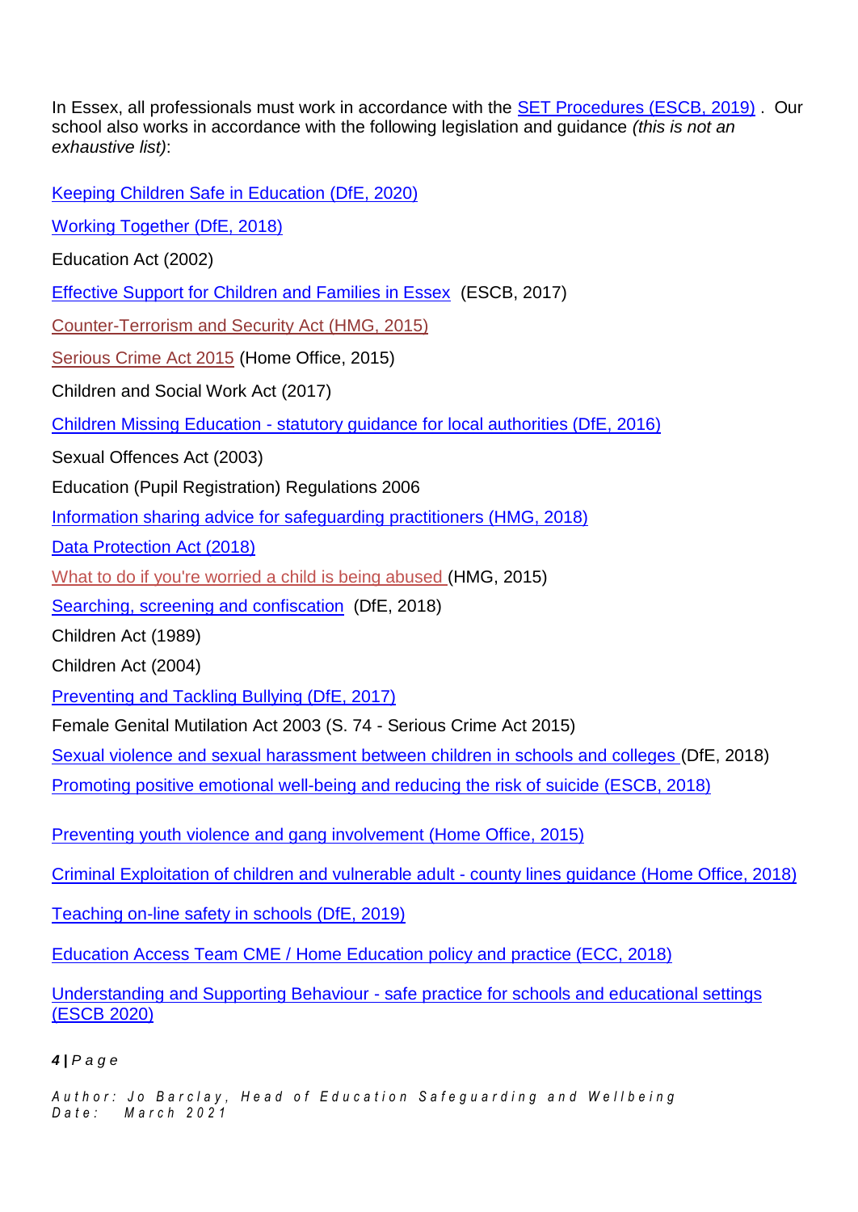In Essex, all professionals must work in accordance with the SET Procedures (ESCB, 2019) . Our school also works in accordance with the following legislation and guidance *(this is not an exhaustive list)*:

Keeping Children Safe in Education (DfE, 2020)

Working Together (DfE, 2018)

Education Act (2002)

Effective Support for Children and Families in Essex (ESCB, 2017)

Counter-Terrorism and Security Act (HMG, 2015)

Serious Crime Act 2015 (Home Office, 2015)

Children and Social Work Act (2017)

Children Missing Education - statutory guidance for local authorities (DfE, 2016)

Sexual Offences Act (2003)

Education (Pupil Registration) Regulations 2006

Information sharing advice for safeguarding practitioners (HMG, 2018)

Data Protection Act (2018)

What to do if you're worried a child is being abused (HMG, 2015)

Searching, screening and confiscation (DfE, 2018)

Children Act (1989)

Children Act (2004)

Preventing and Tackling Bullying (DfE, 2017)

Female Genital Mutilation Act 2003 (S. 74 - Serious Crime Act 2015)

Sexual violence and sexual harassment between children in schools and colleges (DfE, 2018)

Promoting positive emotional well-being and reducing the risk of suicide (ESCB, 2018)

Preventing youth violence and gang involvement (Home Office, 2015)

Criminal Exploitation of children and vulnerable adult - county lines guidance (Home Office, 2018)

Teaching on-line safety in schools (DfE, 2019)

Education Access Team CME / Home Education policy and practice (ECC, 2018)

Understanding and Supporting Behaviour - safe practice for schools and educational settings (ESCB 2020)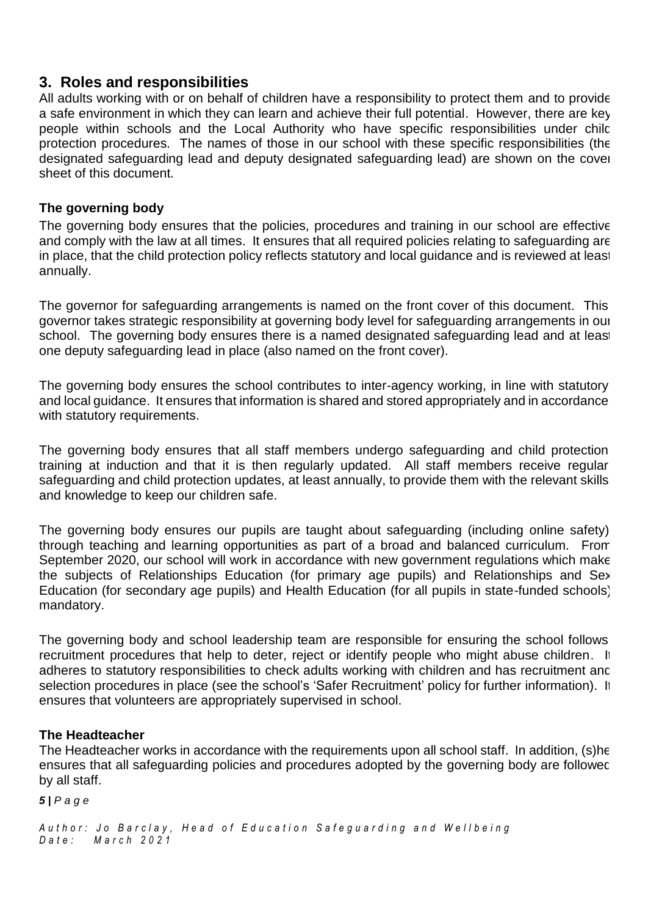## 3. Roles and responsibilities

All adults working with or on behalf of children have a responsibility to protect them and to provide a safe environment in which they can learn and achieve their full potential. However, there are key people within schools and the Local Authority who have specific responsibilities under child protection procedures. The names of those in our school with these specific responsibilities (the designated safeguarding lead and deputy designated safeguarding lead) are shown on the cover sheet of this document.

### The governing body

The governing body ensures that the policies, procedures and training in our school are effective and comply with the law at all times. It ensures that all required policies relating to safeguarding are in place, that the child protection policy reflects statutory and local guidance and is reviewed at least annually.

The governor for safeguarding arrangements is named on the front cover of this document. This governor takes strategic responsibility at governing body level for safeguarding arrangements in our school. The governing body ensures there is a named designated safeguarding lead and at least one deputy safeguarding lead in place (also named on the front cover).

The governing body ensures the school contributes to inter-agency working, in line with statutory and local guidance. It ensures that information is shared and stored appropriately and in accordance with statutory requirements.

The governing body ensures that all staff members undergo safeguarding and child protection training at induction and that it is then regularly updated. All staff members receive regular safeguarding and child protection updates, at least annually, to provide them with the relevant skills and knowledge to keep our children safe.

The governing body ensures our pupils are taught about safeguarding (including online safety) through teaching and learning opportunities as part of a broad and balanced curriculum. From September 2020, our school will work in accordance with new government regulations which make the subjects of Relationships Education (for primary age pupils) and Relationships and Sex Education (for secondary age pupils) and Health Education (for all pupils in state-funded schools) mandatory.

The governing body and school leadership team are responsible for ensuring the school follows recruitment procedures that help to deter, reject or identify people who might abuse children. It adheres to statutory responsibilities to check adults working with children and has recruitment and selection procedures in place (see the school's 'Safer Recruitment' policy for further information). It ensures that volunteers are appropriately supervised in school.

### The Headteacher

The Headteacher works in accordance with the requirements upon all school staff. In addition, (s)he ensures that all safeguarding policies and procedures adopted by the governing body are followed by all staff.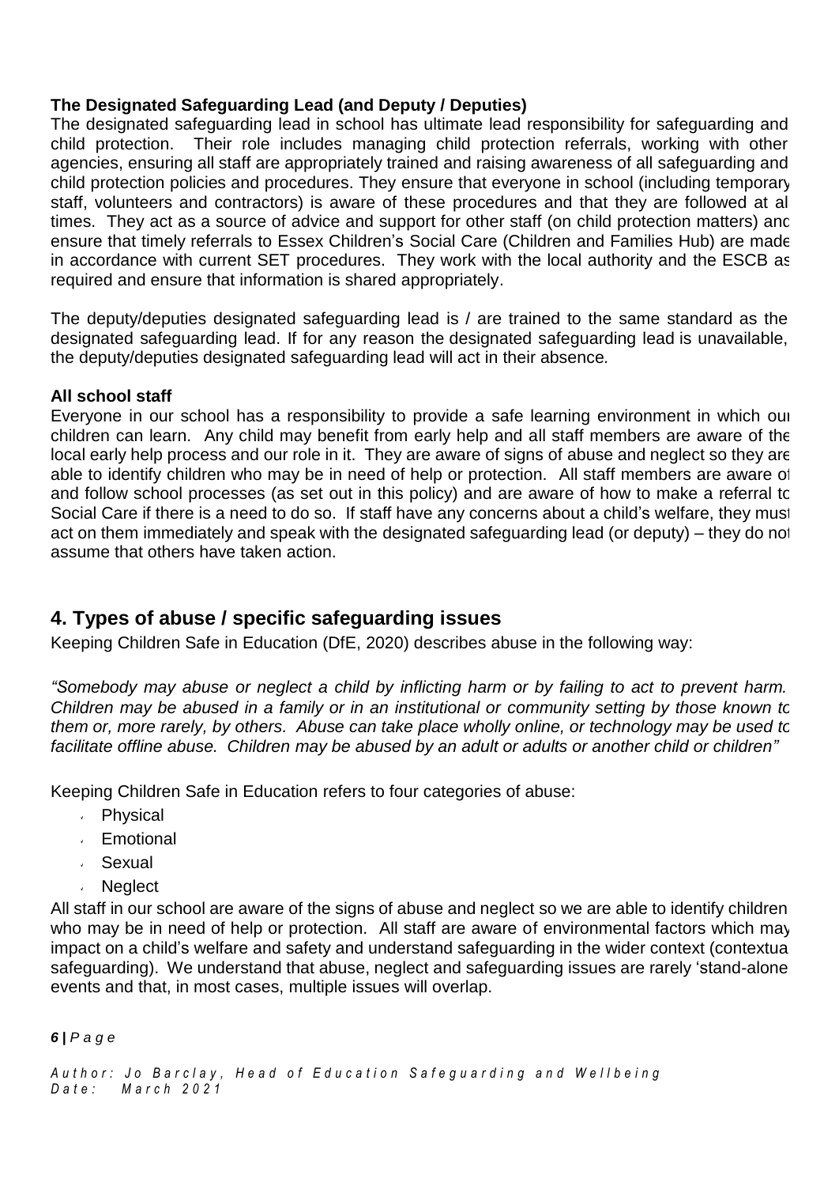**The Designated Safeguarding Lead (and Deputy / Deputies)**

The designated safeguarding lead in school has ultimate lead responsibility for safeguarding and child protection. Their role includes managing child protection referrals, working with other agencies, ensuring all staff are appropriately trained and raising awareness of all safeguarding and child protection policies and procedures. They ensure that everyone in school (including temporary staff, volunteers and contractors) is aware of these procedures and that they are followed at all times. They act as a source of advice and support for other staff (on child protection matters) and ensure that timely referrals to Essex Children's Social Care (Children and Families Hub) are made in accordance with current SET procedures. They work with the local authority and the ESCB as required and ensure that information is shared appropriately.

The deputy/deputies designated safeguarding lead is / are trained to the same standard as the designated safeguarding lead. If for any reason the designated safeguarding lead is unavailable, the deputy/deputies designated safeguarding lead will act in their absence.

**All school staff**

Everyone in our school has a responsibility to provide a safe learning environment in which our children can learn. Any child may benefit from early help and all staff members are aware of the local early help process and our role in it. They are aware of signs of abuse and neglect so they are able to identify children who may be in need of help or protection. All staff members are aware of and follow school processes (as set out in this policy) and are aware of how to make a referral to Social Care if there is a need to do so. If staff have any concerns about a child's welfare, they must act on them immediately and speak with the designated safeguarding lead (or deputy) – they do not assume that others have taken action.

## 4. Types of abuse / specific safeguarding issues

Keeping Children Safe in Education (DfE, 2020) describes abuse in the following way:

*"Somebody may abuse or neglect a child by inflicting harm or by failing to act to prevent harm. Children may be abused in a family or in an institutional or community setting by those known to them or, more rarely, by others. Abuse can take place wholly online, or technology may be used to facilitate offline abuse. Children may be abused by an adult or adults or another child or children"*

Keeping Children Safe in Education refers to four categories of abuse:

- Physical
- Emotional
- Sexual
- Neglect

All staff in our school are aware of the signs of abuse and neglect so we are able to identify children who may be in need of help or protection. All staff are aware of environmental factors which may impact on a child's welfare and safety and understand safeguarding in the wider context (contextual safeguarding). We understand that abuse, neglect and safeguarding issues are rarely 'stand-alone' events and that, in most cases, multiple issues will overlap.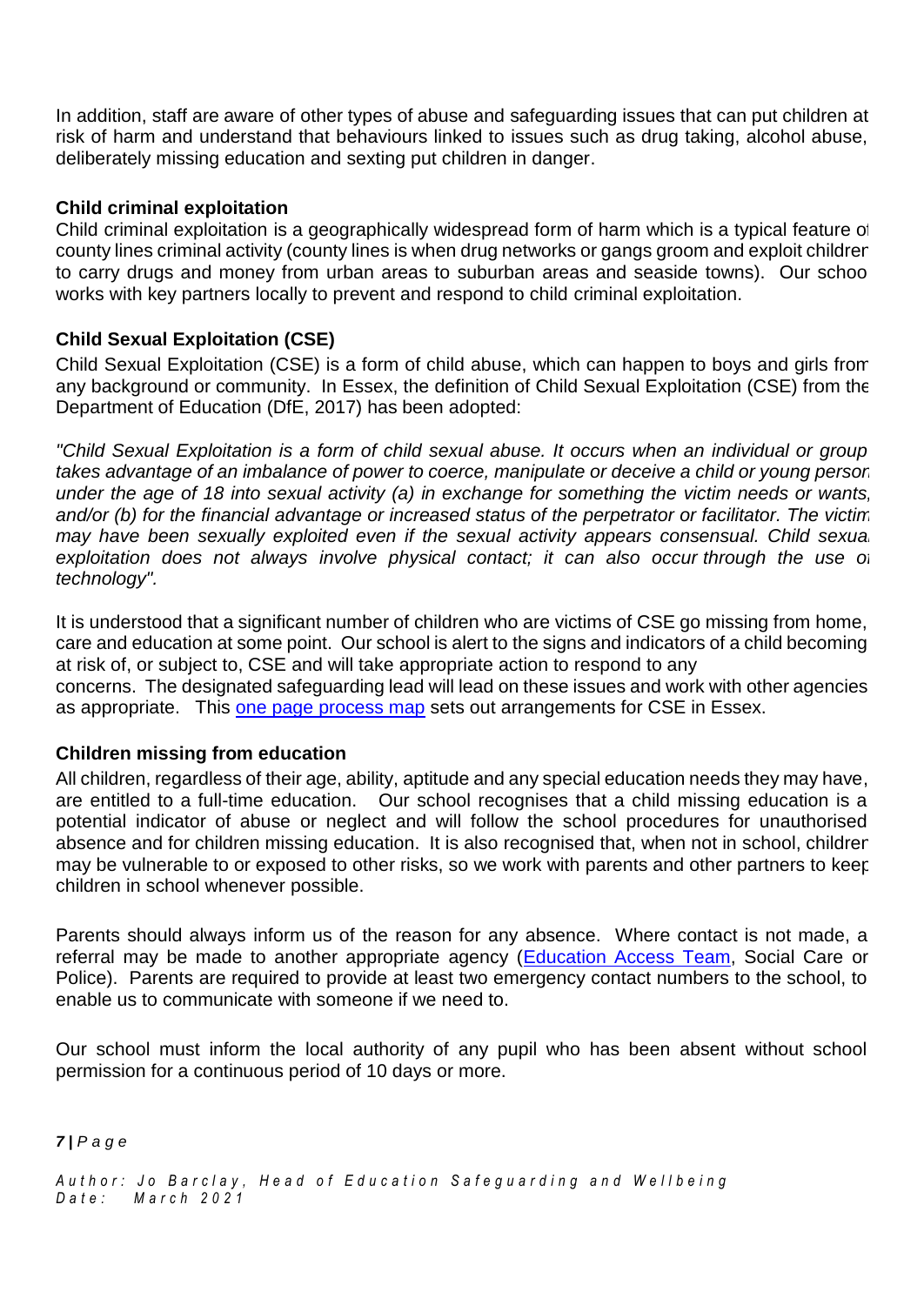In addition, staff are aware of other types of abuse and safeguarding issues that can put children at risk of harm and understand that behaviours linked to issues such as drug taking, alcohol abuse, deliberately missing education and sexting put children in danger.

**Child criminal exploitation**

Child criminal exploitation is a geographically widespread form of harm which is a typical feature of county lines criminal activity (county lines is when drug networks or gangs groom and exploit children to carry drugs and money from urban areas to suburban areas and seaside towns). Our school works with key partners locally to prevent and respond to child criminal exploitation.

**Child Sexual Exploitation (CSE)**

Child Sexual Exploitation (CSE) is a form of child abuse, which can happen to boys and girls from any background or community. In Essex, the definition of Child Sexual Exploitation (CSE) from the Department of Education (DfE, 2017) has been adopted:

*"Child Sexual Exploitation is a form of child sexual abuse. It occurs when an individual or group takes advantage of an imbalance of power to coerce, manipulate or deceive a child or young person under the age of 18 into sexual activity (a) in exchange for something the victim needs or wants, and/or (b) for the financial advantage or increased status of the perpetrator or facilitator. The victim may have been sexually exploited even if the sexual activity appears consensual. Child sexual exploitation does not always involve physical contact; it can also occur through the use of technology".*

It is understood that a significant number of children who are victims of CSE go missing from home, care and education at some point. Our school is alert to the signs and indicators of a child becoming at risk of, or subject to, CSE and will take appropriate action to respond to any concerns. The designated safeguarding lead will lead on these issues and work with other agencies as appropriate. This one page process map sets out arrangements for CSE in Essex.

**Children missing from education**

All children, regardless of their age, ability, aptitude and any special education needs they may have, are entitled to a full-time education. Our school recognises that a child missing education is a potential indicator of abuse or neglect and will follow the school procedures for unauthorised absence and for children missing education. It is also recognised that, when not in school, children may be vulnerable to or exposed to other risks, so we work with parents and other partners to keep children in school whenever possible.

Parents should always inform us of the reason for any absence. Where contact is not made, a referral may be made to another appropriate agency (Education Access Team, Social Care or Police). Parents are required to provide at least two emergency contact numbers to the school, to enable us to communicate with someone if we need to.

Our school must inform the local authority of any pupil who has been absent without school permission for a continuous period of 10 days or more.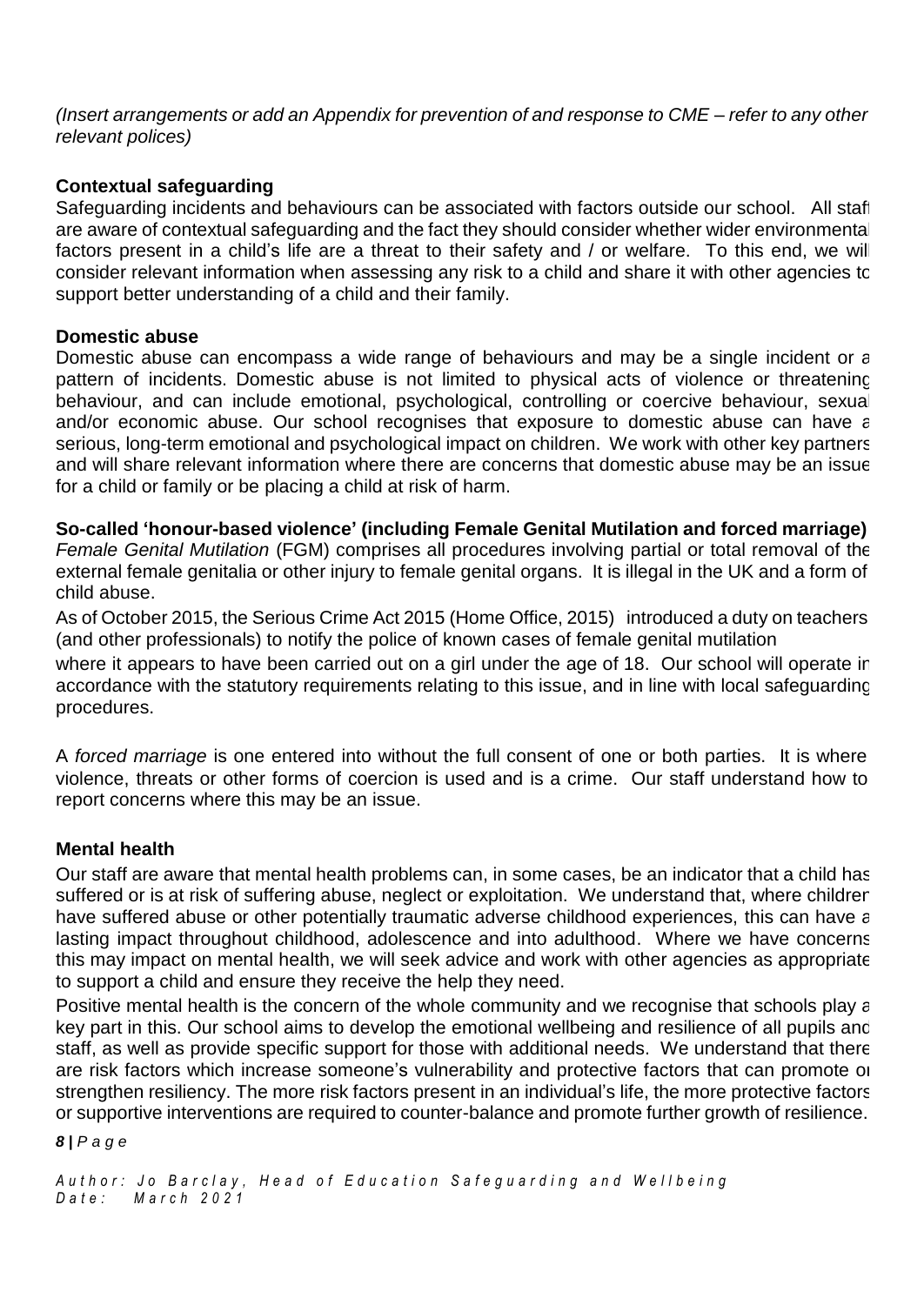*(Insert arrangements or add an Appendix for prevention of and response to CME – refer to any other relevant polices)*

**Contextual safeguarding**

Safeguarding incidents and behaviours can be associated with factors outside our school. All staff are aware of contextual safeguarding and the fact they should consider whether wider environmental factors present in a child's life are a threat to their safety and / or welfare. To this end, we will consider relevant information when assessing any risk to a child and share it with other agencies to support better understanding of a child and their family.

**Domestic abuse**

Domestic abuse can encompass a wide range of behaviours and may be a single incident or a pattern of incidents. Domestic abuse is not limited to physical acts of violence or threatening behaviour, and can include emotional, psychological, controlling or coercive behaviour, sexual and/or economic abuse. Our school recognises that exposure to domestic abuse can have a serious, long-term emotional and psychological impact on children. We work with other key partners and will share relevant information where there are concerns that domestic abuse may be an issue for a child or family or be placing a child at risk of harm.

**So-called 'honour-based violence' (including Female Genital Mutilation and forced marriage)**

*Female Genital Mutilation* (FGM) comprises all procedures involving partial or total removal of the external female genitalia or other injury to female genital organs. It is illegal in the UK and a form of child abuse.

As of October 2015, the Serious Crime Act 2015 (Home Office, 2015) introduced a duty on teachers (and other professionals) to notify the police of known cases of female genital mutilation where it appears to have been carried out on a girl under the age of 18. Our school will operate in accordance with the statutory requirements relating to this issue, and in line with local safeguarding procedures.

A *forced marriage* is one entered into without the full consent of one or both parties. It is where violence, threats or other forms of coercion is used and is a crime. Our staff understand how to report concerns where this may be an issue.

**Mental health**

Our staff are aware that mental health problems can, in some cases, be an indicator that a child has suffered or is at risk of suffering abuse, neglect or exploitation. We understand that, where children have suffered abuse or other potentially traumatic adverse childhood experiences, this can have a lasting impact throughout childhood, adolescence and into adulthood. Where we have concerns this may impact on mental health, we will seek advice and work with other agencies as appropriate to support a child and ensure they receive the help they need.

Positive mental health is the concern of the whole community and we recognise that schools play a key part in this. Our school aims to develop the emotional wellbeing and resilience of all pupils and staff, as well as provide specific support for those with additional needs. We understand that there are risk factors which increase someone's vulnerability and protective factors that can promote or strengthen resiliency. The more risk factors present in an individual's life, the more protective factors or supportive interventions are required to counter-balance and promote further growth of resilience.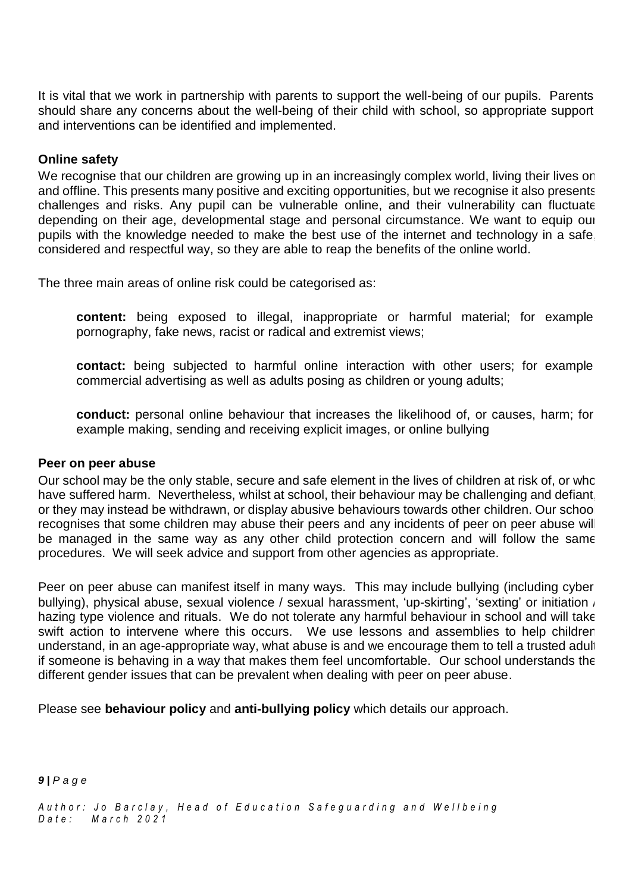It is vital that we work in partnership with parents to support the well-being of our pupils. Parents should share any concerns about the well-being of their child with school, so appropriate support and interventions can be identified and implemented.

**Online safety**

We recognise that our children are growing up in an increasingly complex world, living their lives on and offline. This presents many positive and exciting opportunities, but we recognise it also presents challenges and risks. Any pupil can be vulnerable online, and their vulnerability can fluctuate depending on their age, developmental stage and personal circumstance. We want to equip our pupils with the knowledge needed to make the best use of the internet and technology in a safe, considered and respectful way, so they are able to reap the benefits of the online world.

The three main areas of online risk could be categorised as:

> **content:** being exposed to illegal, inappropriate or harmful material; for example pornography, fake news, racist or radical and extremist views;
>
> **contact:** being subjected to harmful online interaction with other users; for example commercial advertising as well as adults posing as children or young adults;
>
> **conduct:** personal online behaviour that increases the likelihood of, or causes, harm; for example making, sending and receiving explicit images, or online bullying

**Peer on peer abuse**

Our school may be the only stable, secure and safe element in the lives of children at risk of, or who have suffered harm. Nevertheless, whilst at school, their behaviour may be challenging and defiant, or they may instead be withdrawn, or display abusive behaviours towards other children. Our school recognises that some children may abuse their peers and any incidents of peer on peer abuse will be managed in the same way as any other child protection concern and will follow the same procedures. We will seek advice and support from other agencies as appropriate.

Peer on peer abuse can manifest itself in many ways. This may include bullying (including cyber bullying), physical abuse, sexual violence / sexual harassment, 'up-skirting', 'sexting' or initiation / hazing type violence and rituals. We do not tolerate any harmful behaviour in school and will take swift action to intervene where this occurs. We use lessons and assemblies to help children understand, in an age-appropriate way, what abuse is and we encourage them to tell a trusted adult if someone is behaving in a way that makes them feel uncomfortable. Our school understands the different gender issues that can be prevalent when dealing with peer on peer abuse.

Please see **behaviour policy** and **anti-bullying policy** which details our approach.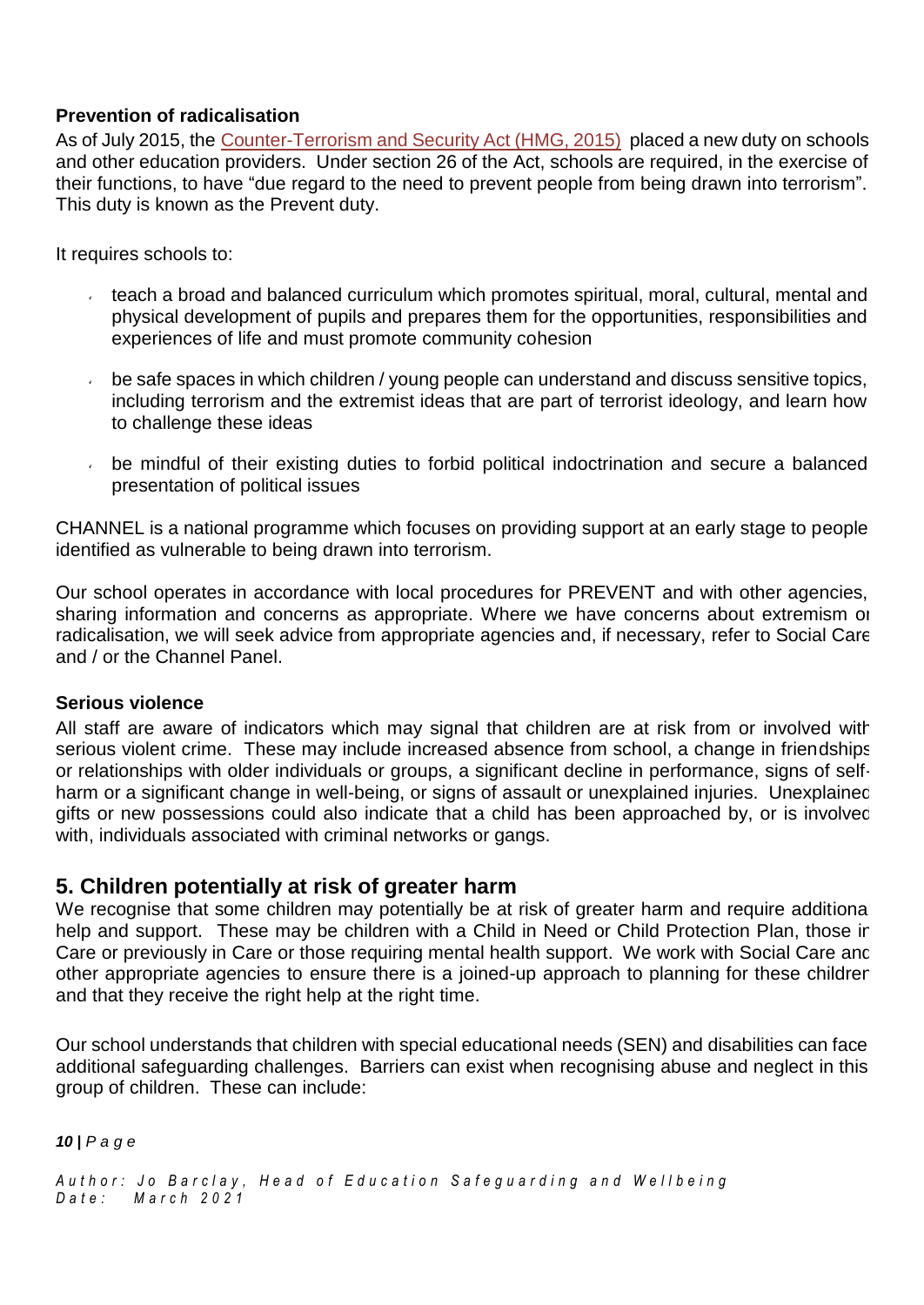**Prevention of radicalisation**

As of July 2015, the [Counter-Terrorism and Security Act (HMG, 2015)](#) placed a new duty on schools and other education providers. Under section 26 of the Act, schools are required, in the exercise of their functions, to have "due regard to the need to prevent people from being drawn into terrorism". This duty is known as the Prevent duty.

It requires schools to:

- teach a broad and balanced curriculum which promotes spiritual, moral, cultural, mental and physical development of pupils and prepares them for the opportunities, responsibilities and experiences of life and must promote community cohesion
- be safe spaces in which children / young people can understand and discuss sensitive topics, including terrorism and the extremist ideas that are part of terrorist ideology, and learn how to challenge these ideas
- be mindful of their existing duties to forbid political indoctrination and secure a balanced presentation of political issues

CHANNEL is a national programme which focuses on providing support at an early stage to people identified as vulnerable to being drawn into terrorism.

Our school operates in accordance with local procedures for PREVENT and with other agencies, sharing information and concerns as appropriate. Where we have concerns about extremism or radicalisation, we will seek advice from appropriate agencies and, if necessary, refer to Social Care and / or the Channel Panel.

**Serious violence**

All staff are aware of indicators which may signal that children are at risk from or involved with serious violent crime. These may include increased absence from school, a change in friendships or relationships with older individuals or groups, a significant decline in performance, signs of self-harm or a significant change in well-being, or signs of assault or unexplained injuries. Unexplained gifts or new possessions could also indicate that a child has been approached by, or is involved with, individuals associated with criminal networks or gangs.

## 5. Children potentially at risk of greater harm

We recognise that some children may potentially be at risk of greater harm and require additional help and support. These may be children with a Child in Need or Child Protection Plan, those in Care or previously in Care or those requiring mental health support. We work with Social Care and other appropriate agencies to ensure there is a joined-up approach to planning for these children and that they receive the right help at the right time.

Our school understands that children with special educational needs (SEN) and disabilities can face additional safeguarding challenges. Barriers can exist when recognising abuse and neglect in this group of children. These can include: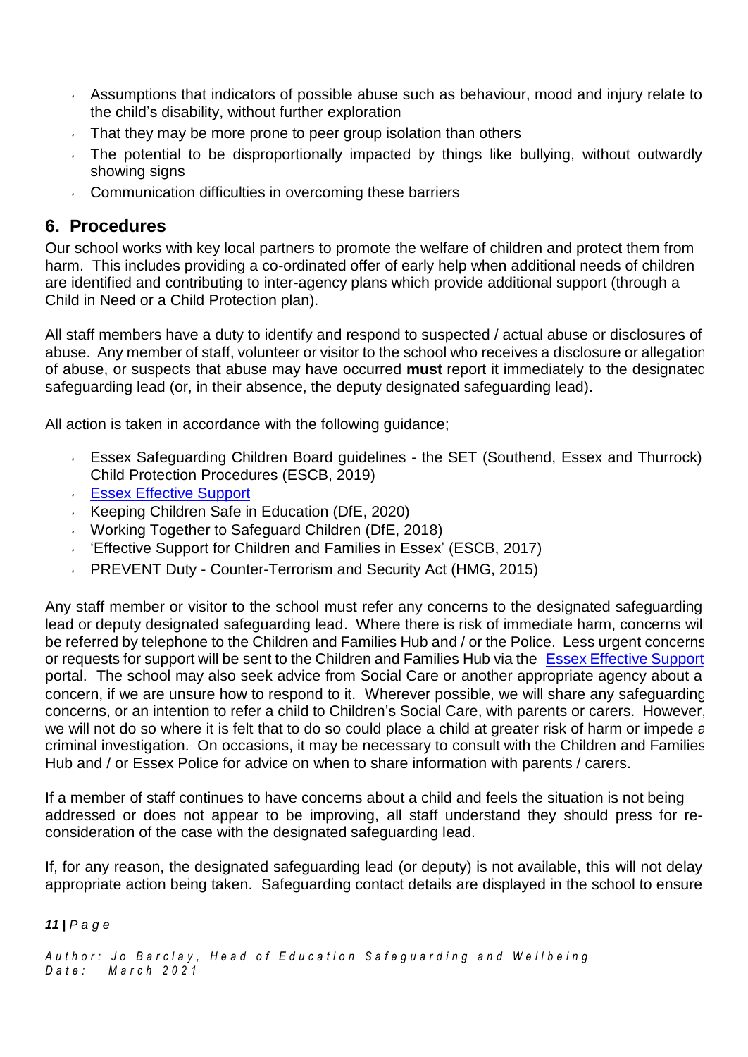- Assumptions that indicators of possible abuse such as behaviour, mood and injury relate to the child's disability, without further exploration
- That they may be more prone to peer group isolation than others
- The potential to be disproportionally impacted by things like bullying, without outwardly showing signs
- Communication difficulties in overcoming these barriers

## 6. Procedures

Our school works with key local partners to promote the welfare of children and protect them from harm. This includes providing a co-ordinated offer of early help when additional needs of children are identified and contributing to inter-agency plans which provide additional support (through a Child in Need or a Child Protection plan).

All staff members have a duty to identify and respond to suspected / actual abuse or disclosures of abuse. Any member of staff, volunteer or visitor to the school who receives a disclosure or allegation of abuse, or suspects that abuse may have occurred **must** report it immediately to the designated safeguarding lead (or, in their absence, the deputy designated safeguarding lead).

All action is taken in accordance with the following guidance;

- Essex Safeguarding Children Board guidelines - the SET (Southend, Essex and Thurrock) Child Protection Procedures (ESCB, 2019)
- Essex Effective Support
- Keeping Children Safe in Education (DfE, 2020)
- Working Together to Safeguard Children (DfE, 2018)
- 'Effective Support for Children and Families in Essex' (ESCB, 2017)
- PREVENT Duty - Counter-Terrorism and Security Act (HMG, 2015)

Any staff member or visitor to the school must refer any concerns to the designated safeguarding lead or deputy designated safeguarding lead. Where there is risk of immediate harm, concerns will be referred by telephone to the Children and Families Hub and / or the Police. Less urgent concerns or requests for support will be sent to the Children and Families Hub via the Essex Effective Support portal. The school may also seek advice from Social Care or another appropriate agency about a concern, if we are unsure how to respond to it. Wherever possible, we will share any safeguarding concerns, or an intention to refer a child to Children's Social Care, with parents or carers. However, we will not do so where it is felt that to do so could place a child at greater risk of harm or impede a criminal investigation. On occasions, it may be necessary to consult with the Children and Families Hub and / or Essex Police for advice on when to share information with parents / carers.

If a member of staff continues to have concerns about a child and feels the situation is not being addressed or does not appear to be improving, all staff understand they should press for re-consideration of the case with the designated safeguarding lead.

If, for any reason, the designated safeguarding lead (or deputy) is not available, this will not delay appropriate action being taken. Safeguarding contact details are displayed in the school to ensure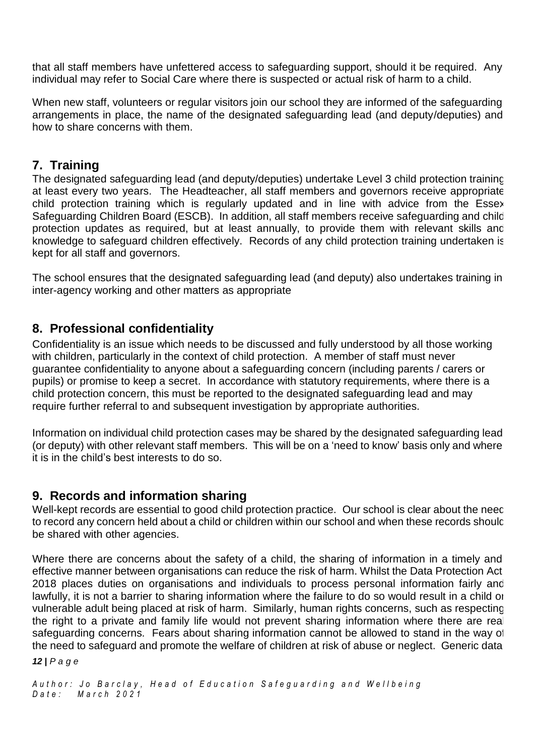that all staff members have unfettered access to safeguarding support, should it be required. Any individual may refer to Social Care where there is suspected or actual risk of harm to a child.

When new staff, volunteers or regular visitors join our school they are informed of the safeguarding arrangements in place, the name of the designated safeguarding lead (and deputy/deputies) and how to share concerns with them.

## 7. Training

The designated safeguarding lead (and deputy/deputies) undertake Level 3 child protection training at least every two years. The Headteacher, all staff members and governors receive appropriate child protection training which is regularly updated and in line with advice from the Essex Safeguarding Children Board (ESCB). In addition, all staff members receive safeguarding and child protection updates as required, but at least annually, to provide them with relevant skills and knowledge to safeguard children effectively. Records of any child protection training undertaken is kept for all staff and governors.

The school ensures that the designated safeguarding lead (and deputy) also undertakes training in inter-agency working and other matters as appropriate

## 8. Professional confidentiality

Confidentiality is an issue which needs to be discussed and fully understood by all those working with children, particularly in the context of child protection. A member of staff must never guarantee confidentiality to anyone about a safeguarding concern (including parents / carers or pupils) or promise to keep a secret. In accordance with statutory requirements, where there is a child protection concern, this must be reported to the designated safeguarding lead and may require further referral to and subsequent investigation by appropriate authorities.

Information on individual child protection cases may be shared by the designated safeguarding lead (or deputy) with other relevant staff members. This will be on a 'need to know' basis only and where it is in the child's best interests to do so.

## 9. Records and information sharing

Well-kept records are essential to good child protection practice. Our school is clear about the need to record any concern held about a child or children within our school and when these records should be shared with other agencies.

Where there are concerns about the safety of a child, the sharing of information in a timely and effective manner between organisations can reduce the risk of harm. Whilst the Data Protection Act 2018 places duties on organisations and individuals to process personal information fairly and lawfully, it is not a barrier to sharing information where the failure to do so would result in a child or vulnerable adult being placed at risk of harm. Similarly, human rights concerns, such as respecting the right to a private and family life would not prevent sharing information where there are real safeguarding concerns. Fears about sharing information cannot be allowed to stand in the way of the need to safeguard and promote the welfare of children at risk of abuse or neglect. Generic data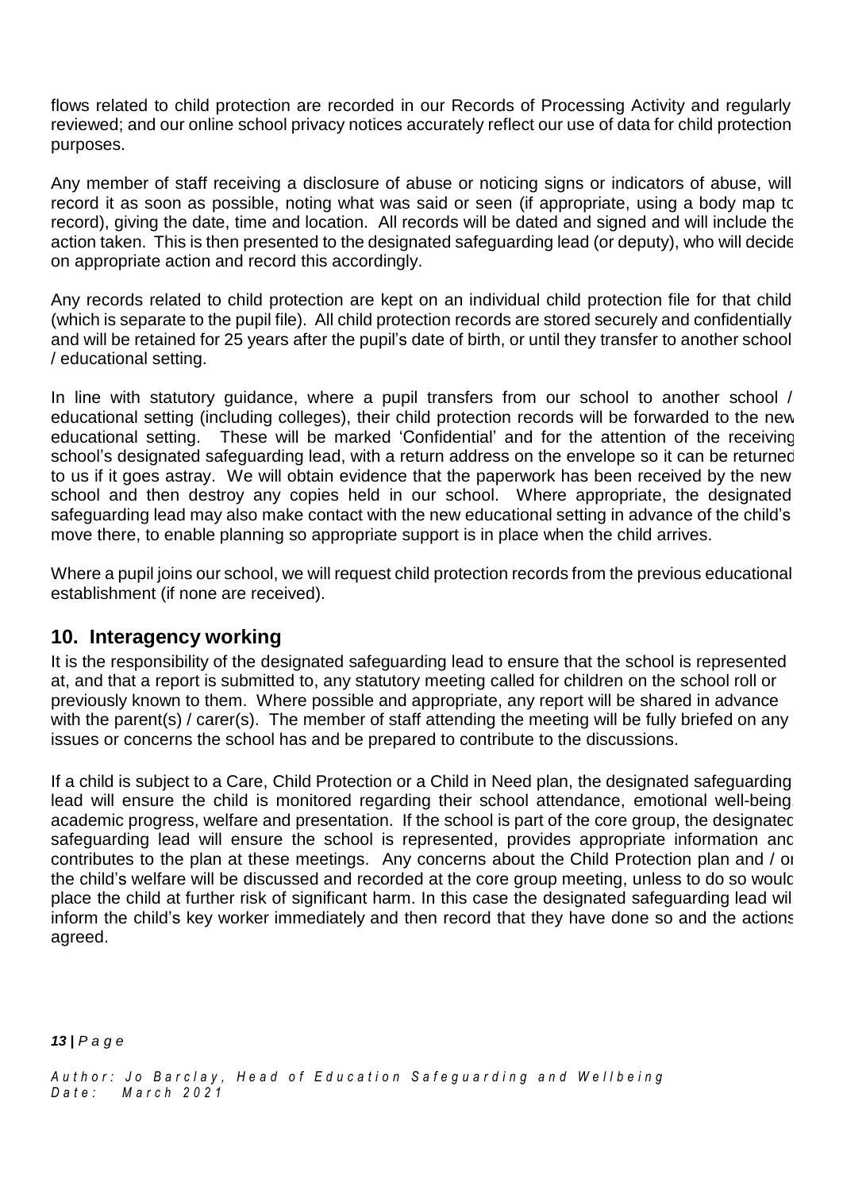flows related to child protection are recorded in our Records of Processing Activity and regularly reviewed; and our online school privacy notices accurately reflect our use of data for child protection purposes.

Any member of staff receiving a disclosure of abuse or noticing signs or indicators of abuse, will record it as soon as possible, noting what was said or seen (if appropriate, using a body map to record), giving the date, time and location. All records will be dated and signed and will include the action taken. This is then presented to the designated safeguarding lead (or deputy), who will decide on appropriate action and record this accordingly.

Any records related to child protection are kept on an individual child protection file for that child (which is separate to the pupil file). All child protection records are stored securely and confidentially and will be retained for 25 years after the pupil's date of birth, or until they transfer to another school / educational setting.

In line with statutory guidance, where a pupil transfers from our school to another school / educational setting (including colleges), their child protection records will be forwarded to the new educational setting. These will be marked 'Confidential' and for the attention of the receiving school's designated safeguarding lead, with a return address on the envelope so it can be returned to us if it goes astray. We will obtain evidence that the paperwork has been received by the new school and then destroy any copies held in our school. Where appropriate, the designated safeguarding lead may also make contact with the new educational setting in advance of the child's move there, to enable planning so appropriate support is in place when the child arrives.

Where a pupil joins our school, we will request child protection records from the previous educational establishment (if none are received).

## 10. Interagency working

It is the responsibility of the designated safeguarding lead to ensure that the school is represented at, and that a report is submitted to, any statutory meeting called for children on the school roll or previously known to them. Where possible and appropriate, any report will be shared in advance with the parent(s) / carer(s). The member of staff attending the meeting will be fully briefed on any issues or concerns the school has and be prepared to contribute to the discussions.

If a child is subject to a Care, Child Protection or a Child in Need plan, the designated safeguarding lead will ensure the child is monitored regarding their school attendance, emotional well-being, academic progress, welfare and presentation. If the school is part of the core group, the designated safeguarding lead will ensure the school is represented, provides appropriate information and contributes to the plan at these meetings. Any concerns about the Child Protection plan and / or the child's welfare will be discussed and recorded at the core group meeting, unless to do so would place the child at further risk of significant harm. In this case the designated safeguarding lead will inform the child's key worker immediately and then record that they have done so and the actions agreed.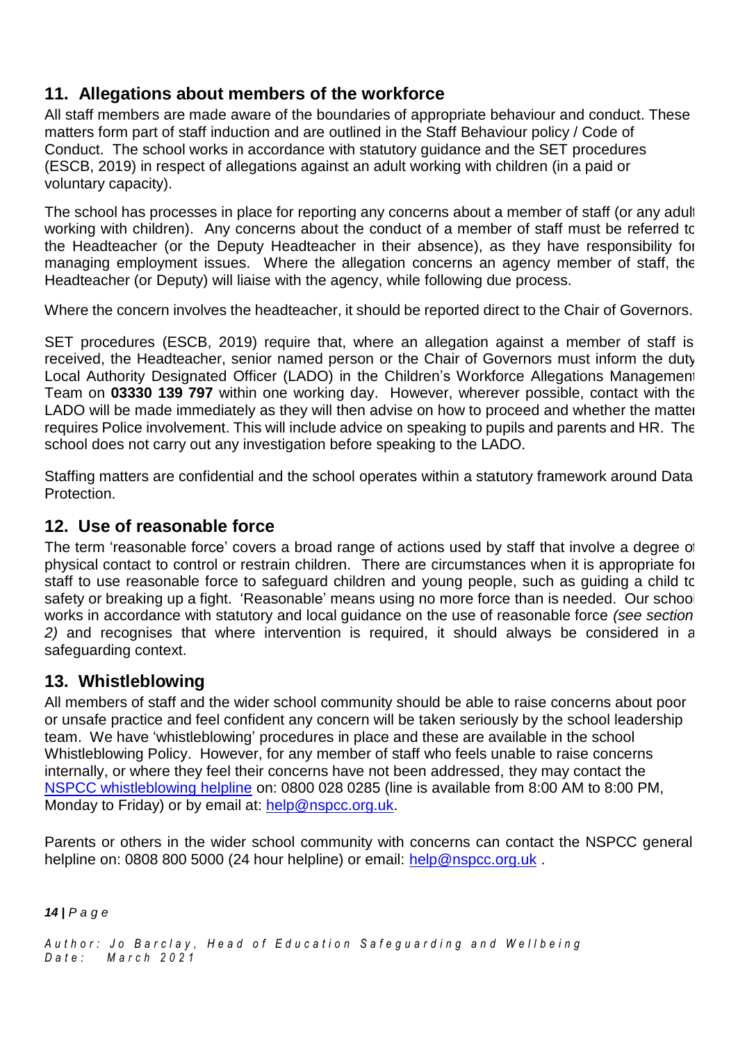## 11. Allegations about members of the workforce

All staff members are made aware of the boundaries of appropriate behaviour and conduct. These matters form part of staff induction and are outlined in the Staff Behaviour policy / Code of Conduct. The school works in accordance with statutory guidance and the SET procedures (ESCB, 2019) in respect of allegations against an adult working with children (in a paid or voluntary capacity).

The school has processes in place for reporting any concerns about a member of staff (or any adult working with children). Any concerns about the conduct of a member of staff must be referred to the Headteacher (or the Deputy Headteacher in their absence), as they have responsibility for managing employment issues. Where the allegation concerns an agency member of staff, the Headteacher (or Deputy) will liaise with the agency, while following due process.

Where the concern involves the headteacher, it should be reported direct to the Chair of Governors.

SET procedures (ESCB, 2019) require that, where an allegation against a member of staff is received, the Headteacher, senior named person or the Chair of Governors must inform the duty Local Authority Designated Officer (LADO) in the Children's Workforce Allegations Management Team on **03330 139 797** within one working day. However, wherever possible, contact with the LADO will be made immediately as they will then advise on how to proceed and whether the matter requires Police involvement. This will include advice on speaking to pupils and parents and HR. The school does not carry out any investigation before speaking to the LADO.

Staffing matters are confidential and the school operates within a statutory framework around Data Protection.

## 12. Use of reasonable force

The term 'reasonable force' covers a broad range of actions used by staff that involve a degree of physical contact to control or restrain children. There are circumstances when it is appropriate for staff to use reasonable force to safeguard children and young people, such as guiding a child to safety or breaking up a fight. 'Reasonable' means using no more force than is needed. Our school works in accordance with statutory and local guidance on the use of reasonable force *(see section 2)* and recognises that where intervention is required, it should always be considered in a safeguarding context.

## 13. Whistleblowing

All members of staff and the wider school community should be able to raise concerns about poor or unsafe practice and feel confident any concern will be taken seriously by the school leadership team. We have 'whistleblowing' procedures in place and these are available in the school Whistleblowing Policy. However, for any member of staff who feels unable to raise concerns internally, or where they feel their concerns have not been addressed, they may contact the NSPCC whistleblowing helpline on: 0800 028 0285 (line is available from 8:00 AM to 8:00 PM, Monday to Friday) or by email at: help@nspcc.org.uk.

Parents or others in the wider school community with concerns can contact the NSPCC general helpline on: 0808 800 5000 (24 hour helpline) or email: help@nspcc.org.uk .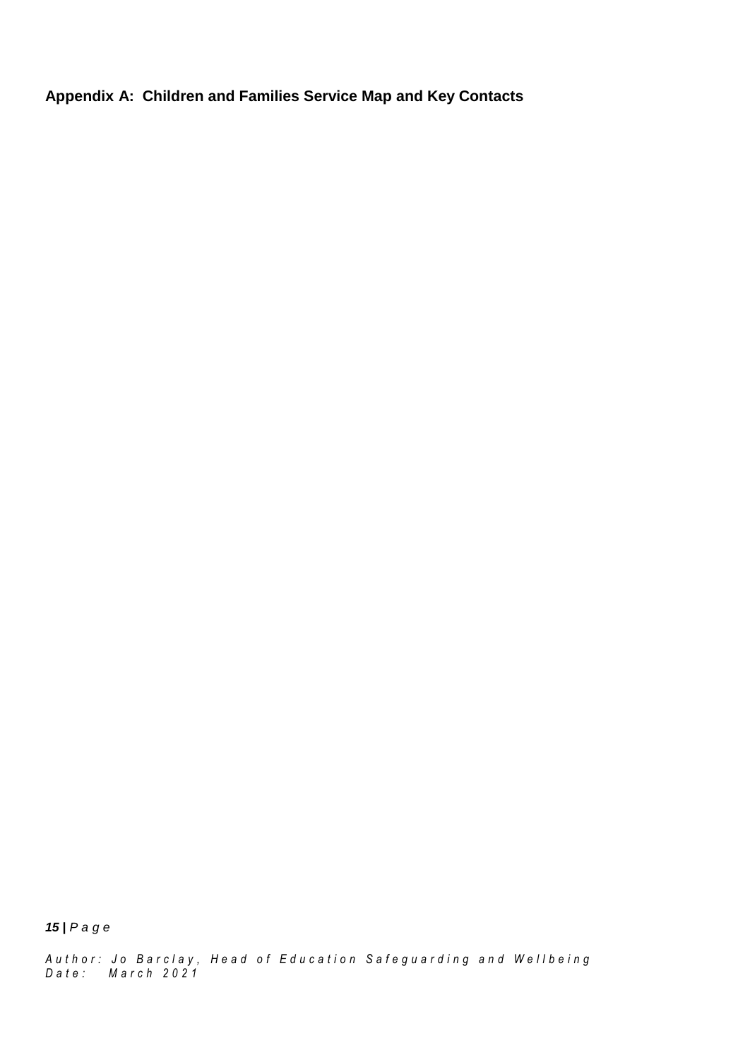**Appendix A: Children and Families Service Map and Key Contacts**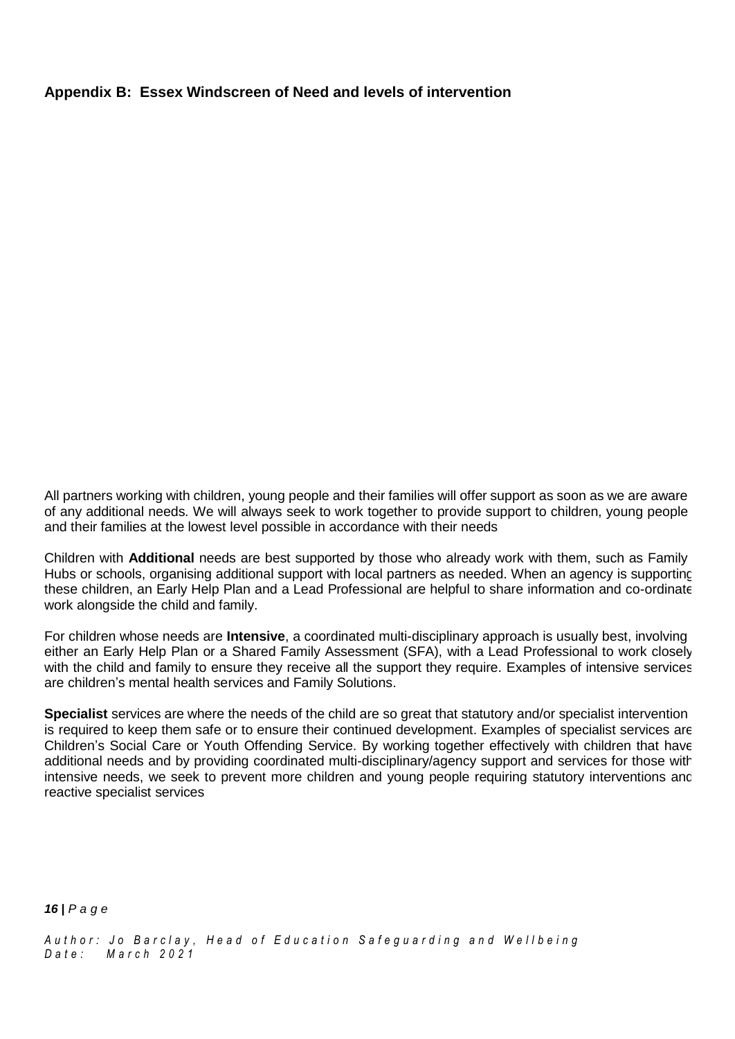## Appendix B: Essex Windscreen of Need and levels of intervention

All partners working with children, young people and their families will offer support as soon as we are aware of any additional needs. We will always seek to work together to provide support to children, young people and their families at the lowest level possible in accordance with their needs

Children with **Additional** needs are best supported by those who already work with them, such as Family Hubs or schools, organising additional support with local partners as needed. When an agency is supporting these children, an Early Help Plan and a Lead Professional are helpful to share information and co-ordinate work alongside the child and family.

For children whose needs are **Intensive**, a coordinated multi-disciplinary approach is usually best, involving either an Early Help Plan or a Shared Family Assessment (SFA), with a Lead Professional to work closely with the child and family to ensure they receive all the support they require. Examples of intensive services are children's mental health services and Family Solutions.

**Specialist** services are where the needs of the child are so great that statutory and/or specialist intervention is required to keep them safe or to ensure their continued development. Examples of specialist services are Children's Social Care or Youth Offending Service. By working together effectively with children that have additional needs and by providing coordinated multi-disciplinary/agency support and services for those with intensive needs, we seek to prevent more children and young people requiring statutory interventions and reactive specialist services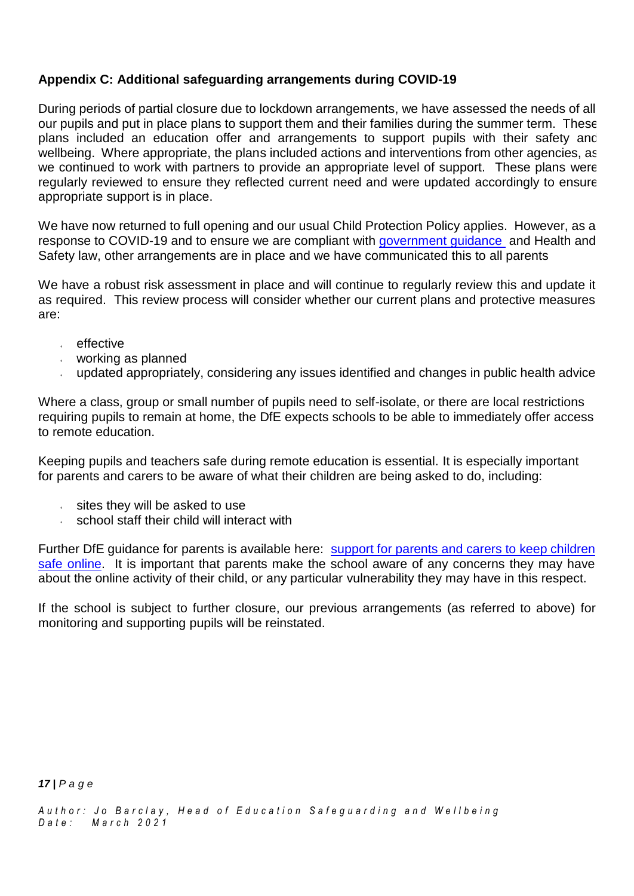**Appendix C: Additional safeguarding arrangements during COVID-19**

During periods of partial closure due to lockdown arrangements, we have assessed the needs of all our pupils and put in place plans to support them and their families during the summer term. These plans included an education offer and arrangements to support pupils with their safety and wellbeing. Where appropriate, the plans included actions and interventions from other agencies, as we continued to work with partners to provide an appropriate level of support. These plans were regularly reviewed to ensure they reflected current need and were updated accordingly to ensure appropriate support is in place.

We have now returned to full opening and our usual Child Protection Policy applies. However, as a response to COVID-19 and to ensure we are compliant with government guidance and Health and Safety law, other arrangements are in place and we have communicated this to all parents

We have a robust risk assessment in place and will continue to regularly review this and update it as required. This review process will consider whether our current plans and protective measures are:

- effective
- working as planned
- updated appropriately, considering any issues identified and changes in public health advice

Where a class, group or small number of pupils need to self-isolate, or there are local restrictions requiring pupils to remain at home, the DfE expects schools to be able to immediately offer access to remote education.

Keeping pupils and teachers safe during remote education is essential. It is especially important for parents and carers to be aware of what their children are being asked to do, including:

- sites they will be asked to use
- school staff their child will interact with

Further DfE guidance for parents is available here: support for parents and carers to keep children safe online. It is important that parents make the school aware of any concerns they may have about the online activity of their child, or any particular vulnerability they may have in this respect.

If the school is subject to further closure, our previous arrangements (as referred to above) for monitoring and supporting pupils will be reinstated.